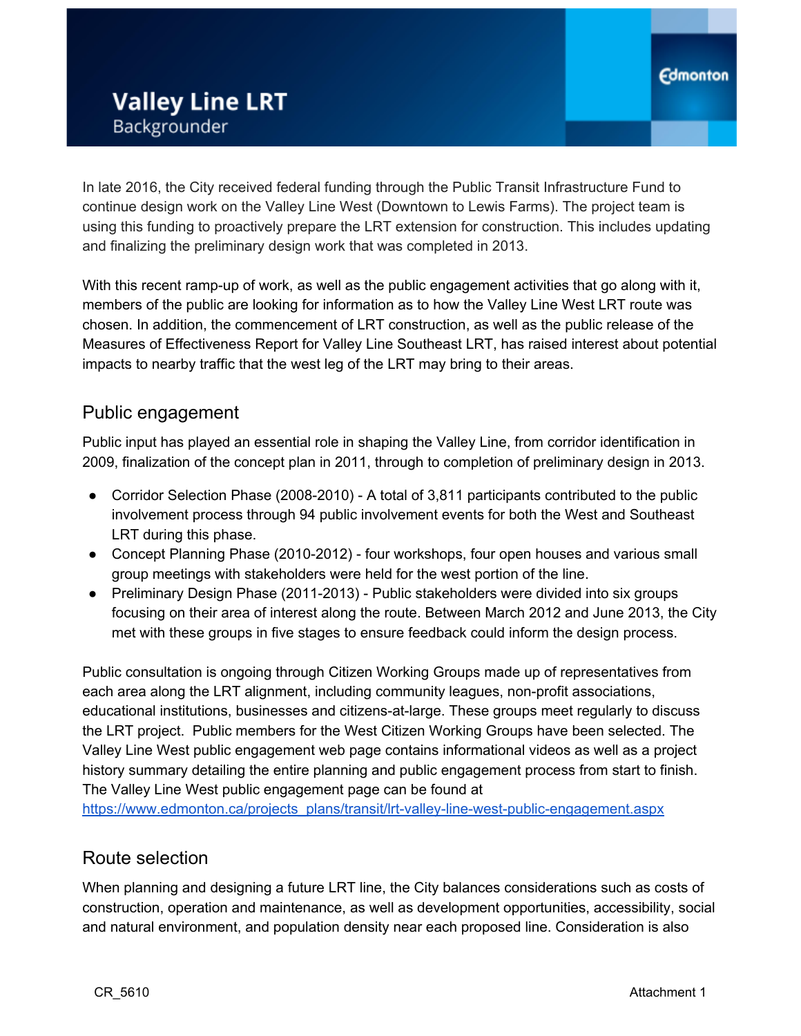# Valley Line LRT

Backgrounder

In late 2016, the City received federal funding through the Public Transit Infrastructure Fund to continue design work on the Valley Line West (Downtown to Lewis Farms). The project team is using this funding to proactively prepare the LRT extension for construction. This includes updating and finalizing the preliminary design work that was completed in 2013.

With this recent ramp-up of work, as well as the public engagement activities that go along with it, members of the public are looking for information as to how the Valley Line West LRT route was chosen. In addition, the commencement of LRT construction, as well as the public release of the Measures of Effectiveness Report for Valley Line Southeast LRT, has raised interest about potential impacts to nearby traffic that the west leg of the LRT may bring to their areas.

## Public engagement

Public input has played an essential role in shaping the Valley Line, from corridor identification in 2009, finalization of the concept plan in 2011, through to completion of preliminary design in 2013.

- Corridor Selection Phase (2008-2010) - A total of 3,811 participants contributed to the public involvement process through 94 public involvement events for both the West and Southeast LRT during this phase.
- Concept Planning Phase (2010-2012) - four workshops, four open houses and various small group meetings with stakeholders were held for the west portion of the line.
- Preliminary Design Phase (2011-2013) - Public stakeholders were divided into six groups focusing on their area of interest along the route. Between March 2012 and June 2013, the City met with these groups in five stages to ensure feedback could inform the design process.

Public consultation is ongoing through Citizen Working Groups made up of representatives from each area along the LRT alignment, including community leagues, non-profit associations, educational institutions, businesses and citizens-at-large. These groups meet regularly to discuss the LRT project. Public members for the West Citizen Working Groups have been selected. The Valley Line West public engagement web page contains informational videos as well as a project history summary detailing the entire planning and public engagement process from start to finish. The Valley Line West public engagement page can be found at https://www.edmonton.ca/projects_plans/transit/lrt-valley-line-west-public-engagement.aspx

## Route selection

When planning and designing a future LRT line, the City balances considerations such as costs of construction, operation and maintenance, as well as development opportunities, accessibility, social and natural environment, and population density near each proposed line. Consideration is also

CR_5610 Attachment 1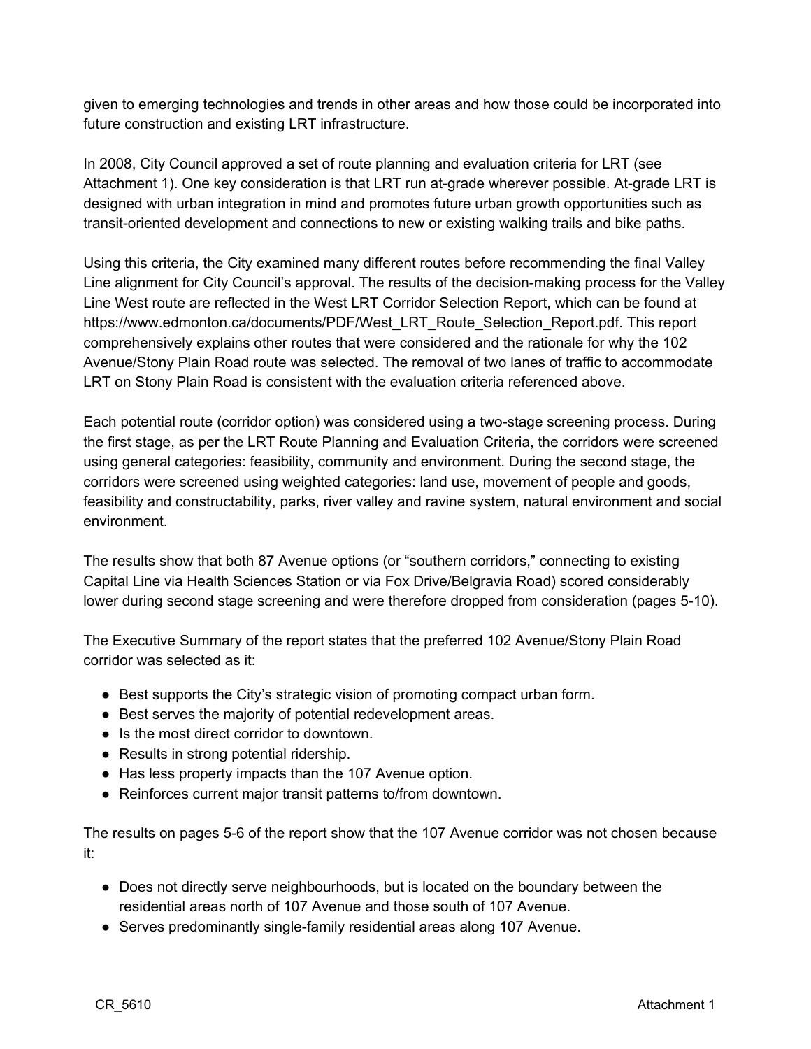given to emerging technologies and trends in other areas and how those could be incorporated into future construction and existing LRT infrastructure.

In 2008, City Council approved a set of route planning and evaluation criteria for LRT (see Attachment 1). One key consideration is that LRT run at-grade wherever possible. At-grade LRT is designed with urban integration in mind and promotes future urban growth opportunities such as transit-oriented development and connections to new or existing walking trails and bike paths.

Using this criteria, the City examined many different routes before recommending the final Valley Line alignment for City Council's approval. The results of the decision-making process for the Valley Line West route are reflected in the West LRT Corridor Selection Report, which can be found at https://www.edmonton.ca/documents/PDF/West_LRT_Route_Selection_Report.pdf. This report comprehensively explains other routes that were considered and the rationale for why the 102 Avenue/Stony Plain Road route was selected. The removal of two lanes of traffic to accommodate LRT on Stony Plain Road is consistent with the evaluation criteria referenced above.

Each potential route (corridor option) was considered using a two-stage screening process. During the first stage, as per the LRT Route Planning and Evaluation Criteria, the corridors were screened using general categories: feasibility, community and environment. During the second stage, the corridors were screened using weighted categories: land use, movement of people and goods, feasibility and constructability, parks, river valley and ravine system, natural environment and social environment.

The results show that both 87 Avenue options (or "southern corridors," connecting to existing Capital Line via Health Sciences Station or via Fox Drive/Belgravia Road) scored considerably lower during second stage screening and were therefore dropped from consideration (pages 5-10).

The Executive Summary of the report states that the preferred 102 Avenue/Stony Plain Road corridor was selected as it:

- Best supports the City's strategic vision of promoting compact urban form.
- Best serves the majority of potential redevelopment areas.
- Is the most direct corridor to downtown.
- Results in strong potential ridership.
- Has less property impacts than the 107 Avenue option.
- Reinforces current major transit patterns to/from downtown.

The results on pages 5-6 of the report show that the 107 Avenue corridor was not chosen because it:

- Does not directly serve neighbourhoods, but is located on the boundary between the residential areas north of 107 Avenue and those south of 107 Avenue.
- Serves predominantly single-family residential areas along 107 Avenue.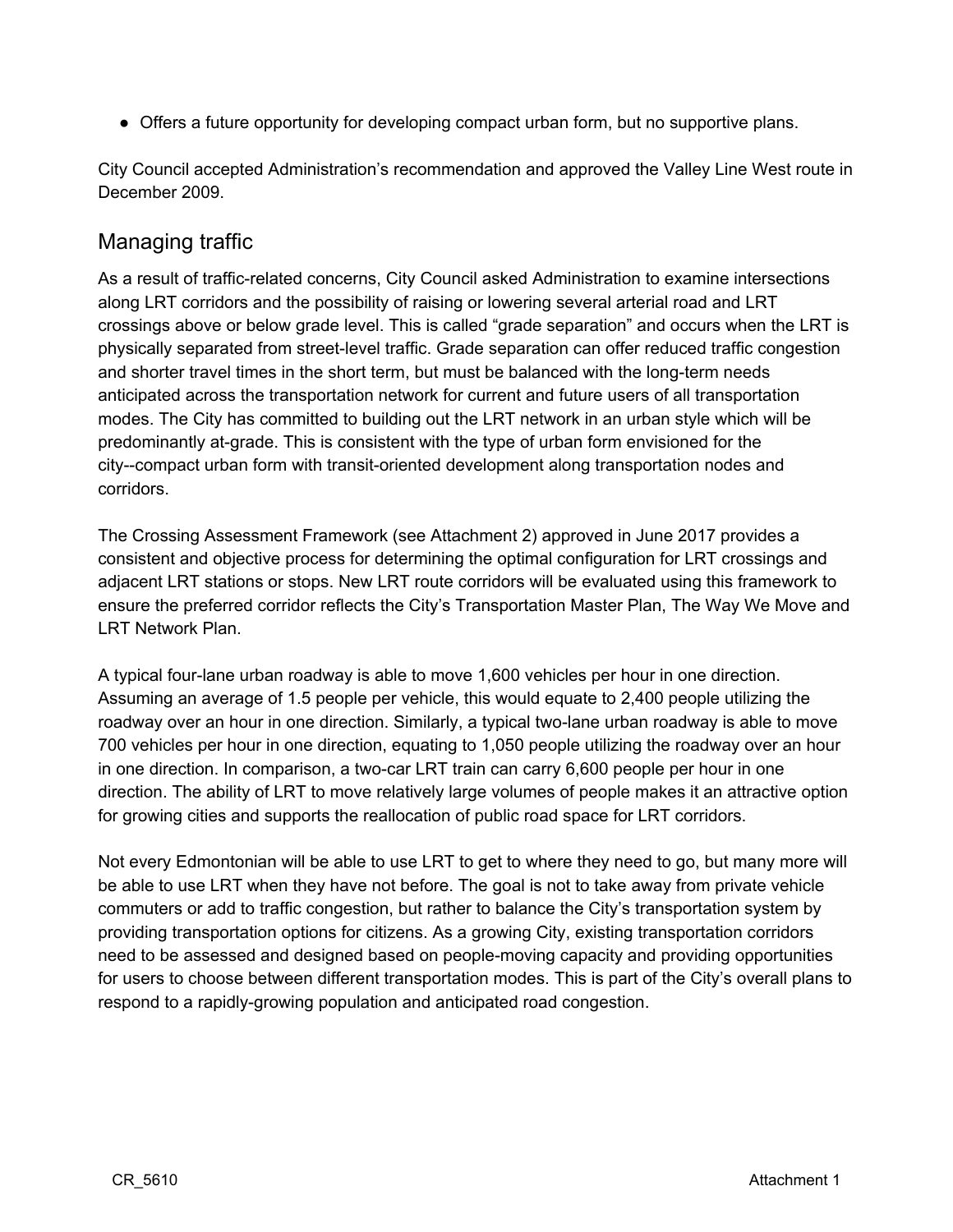- Offers a future opportunity for developing compact urban form, but no supportive plans.

City Council accepted Administration's recommendation and approved the Valley Line West route in December 2009.

## Managing traffic

As a result of traffic-related concerns, City Council asked Administration to examine intersections along LRT corridors and the possibility of raising or lowering several arterial road and LRT crossings above or below grade level. This is called "grade separation" and occurs when the LRT is physically separated from street-level traffic. Grade separation can offer reduced traffic congestion and shorter travel times in the short term, but must be balanced with the long-term needs anticipated across the transportation network for current and future users of all transportation modes. The City has committed to building out the LRT network in an urban style which will be predominantly at-grade. This is consistent with the type of urban form envisioned for the city--compact urban form with transit-oriented development along transportation nodes and corridors.

The Crossing Assessment Framework (see Attachment 2) approved in June 2017 provides a consistent and objective process for determining the optimal configuration for LRT crossings and adjacent LRT stations or stops. New LRT route corridors will be evaluated using this framework to ensure the preferred corridor reflects the City's Transportation Master Plan, The Way We Move and LRT Network Plan.

A typical four-lane urban roadway is able to move 1,600 vehicles per hour in one direction. Assuming an average of 1.5 people per vehicle, this would equate to 2,400 people utilizing the roadway over an hour in one direction. Similarly, a typical two-lane urban roadway is able to move 700 vehicles per hour in one direction, equating to 1,050 people utilizing the roadway over an hour in one direction. In comparison, a two-car LRT train can carry 6,600 people per hour in one direction. The ability of LRT to move relatively large volumes of people makes it an attractive option for growing cities and supports the reallocation of public road space for LRT corridors.

Not every Edmontonian will be able to use LRT to get to where they need to go, but many more will be able to use LRT when they have not before. The goal is not to take away from private vehicle commuters or add to traffic congestion, but rather to balance the City's transportation system by providing transportation options for citizens. As a growing City, existing transportation corridors need to be assessed and designed based on people-moving capacity and providing opportunities for users to choose between different transportation modes. This is part of the City's overall plans to respond to a rapidly-growing population and anticipated road congestion.